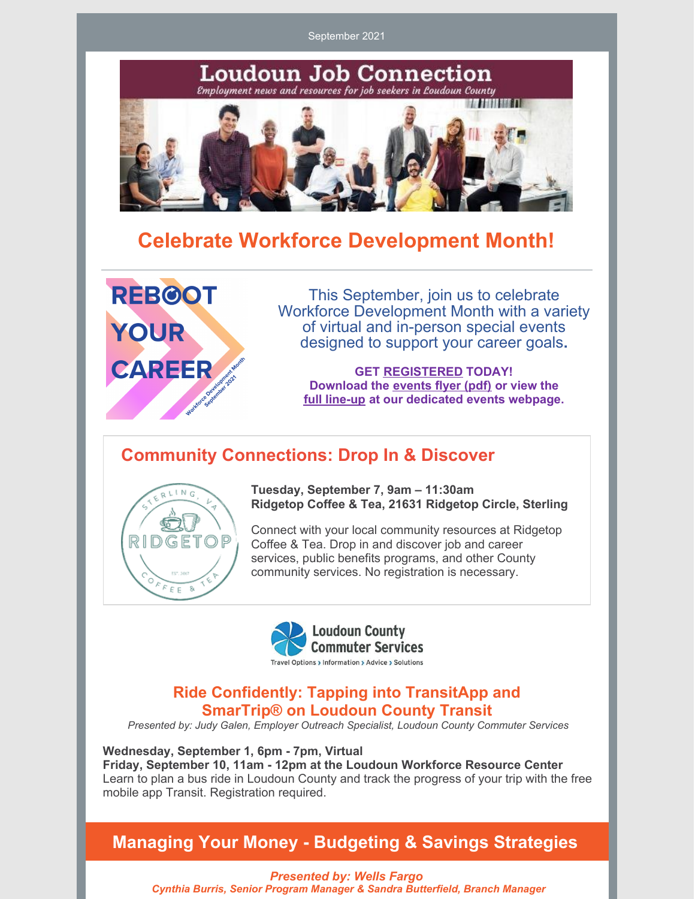September 2021

# Loudoun Job Connection

*Employment news and resources for job seekers in Loudoun County*

## Celebrate Workforce Development Month!

REBOOT YOUR CAREER

Workforce Development Month September 2021

This September, join us to celebrate Workforce Development Month with a variety of virtual and in-person special events designed to support your career goals.

**GET REGISTERED TODAY!**
**Download the events flyer (pdf) or view the full line-up at our dedicated events webpage.**

## Community Connections: Drop In & Discover

**Tuesday, September 7, 9am – 11:30am**
**Ridgetop Coffee & Tea, 21631 Ridgetop Circle, Sterling**

Connect with your local community resources at Ridgetop Coffee & Tea. Drop in and discover job and career services, public benefits programs, and other County community services. No registration is necessary.

Loudoun County Commuter Services
Travel Options › Information › Advice › Solutions

## Ride Confidently: Tapping into TransitApp and SmarTrip® on Loudoun County Transit

*Presented by: Judy Galen, Employer Outreach Specialist, Loudoun County Commuter Services*

**Wednesday, September 1, 6pm - 7pm, Virtual**
**Friday, September 10, 11am - 12pm at the Loudoun Workforce Resource Center**
Learn to plan a bus ride in Loudoun County and track the progress of your trip with the free mobile app Transit. Registration required.

## Managing Your Money - Budgeting & Savings Strategies

***Presented by: Wells Fargo***
***Cynthia Burris, Senior Program Manager & Sandra Butterfield, Branch Manager***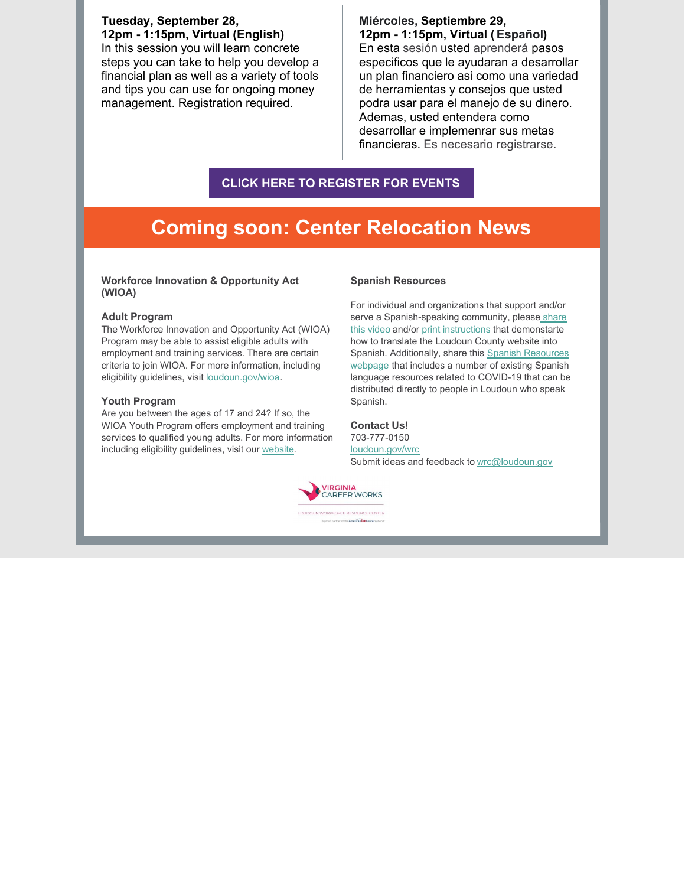**Tuesday, September 28,**
**12pm - 1:15pm, Virtual (English)**
In this session you will learn concrete steps you can take to help you develop a financial plan as well as a variety of tools and tips you can use for ongoing money management. Registration required.

**Miércoles, Septiembre 29,**
**12pm - 1:15pm, Virtual ( Español)**
En esta sesión usted aprenderá pasos especificos que le ayudaran a desarrollar un plan financiero asi como una variedad de herramientas y consejos que usted podra usar para el manejo de su dinero. Ademas, usted entendera como desarrollar e implemenrar sus metas financieras. Es necesario registrarse.

**CLICK HERE TO REGISTER FOR EVENTS**

# Coming soon: Center Relocation News

### Workforce Innovation & Opportunity Act (WIOA)

**Adult Program**
The Workforce Innovation and Opportunity Act (WIOA) Program may be able to assist eligible adults with employment and training services. There are certain criteria to join WIOA. For more information, including eligibility guidelines, visit loudoun.gov/wioa.

**Youth Program**
Are you between the ages of 17 and 24? If so, the WIOA Youth Program offers employment and training services to qualified young adults. For more information including eligibility guidelines, visit our website.

### Spanish Resources

For individual and organizations that support and/or serve a Spanish-speaking community, please share this video and/or print instructions that demonstarte how to translate the Loudoun County website into Spanish. Additionally, share this Spanish Resources webpage that includes a number of existing Spanish language resources related to COVID-19 that can be distributed directly to people in Loudoun who speak Spanish.

**Contact Us!**
703-777-0150
loudoun.gov/wrc
Submit ideas and feedback to wrc@loudoun.gov

VIRGINIA CAREER WORKS
LOUDOUN WORKFORCE RESOURCE CENTER
A proud partner of the AmericanJobCenter network